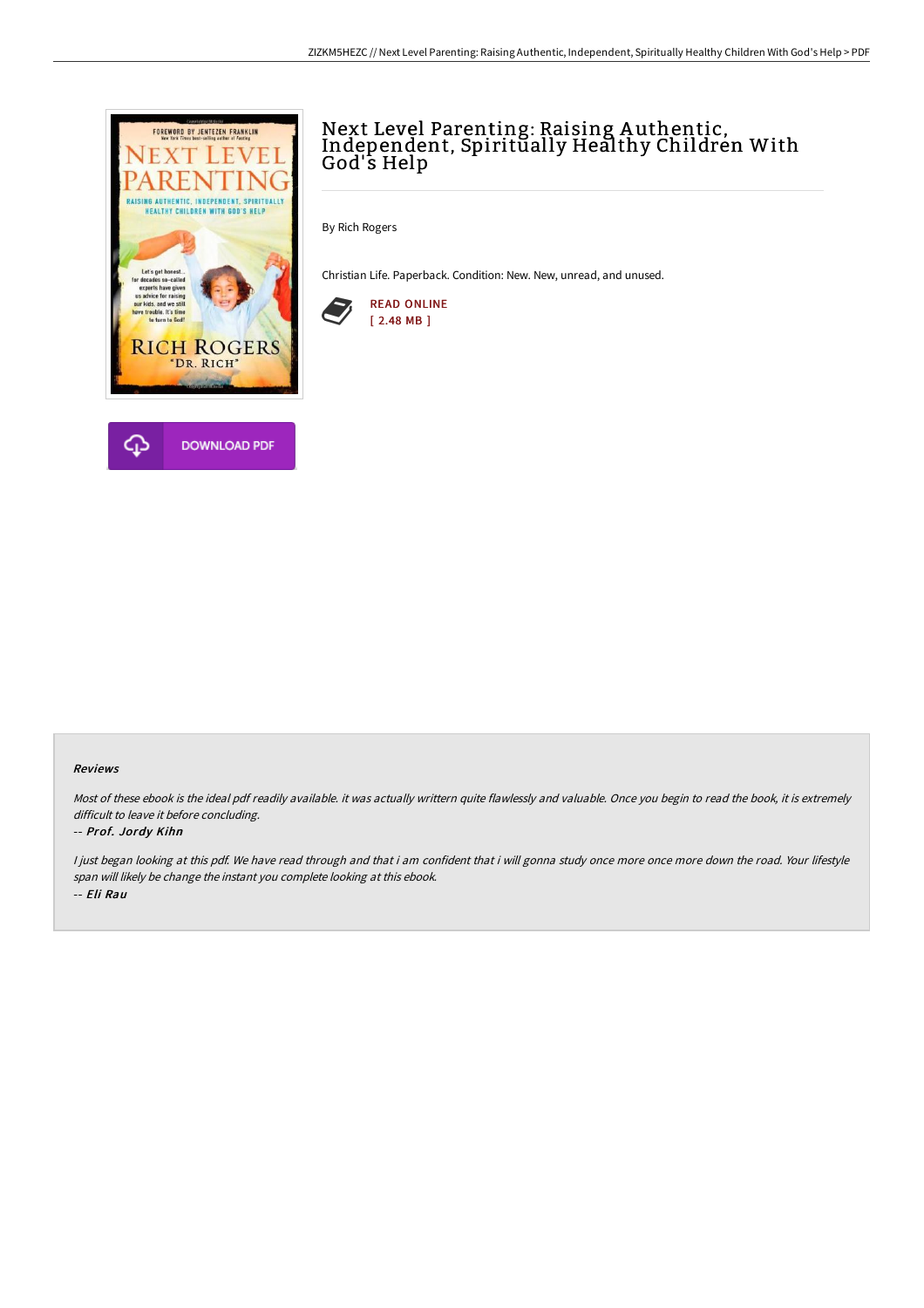# Next Level Parenting: Raising Authentic, Independent, Spiritually Healthy Children With God's Help

By Rich Rogers

Christian Life. Paperback. Condition: New. New, unread, and unused.

READ ONLINE
[ 2.48 MB ]

DOWNLOAD PDF

### Reviews

*Most of these ebook is the ideal pdf readily available. it was actually writtern quite flawlessly and valuable. Once you begin to read the book, it is extremely difficult to leave it before concluding.*

*-- Prof. Jordy Kihn*

*I just began looking at this pdf. We have read through and that i am confident that i will gonna study once more once more down the road. Your lifestyle span will likely be change the instant you complete looking at this ebook.*

*-- Eli Rau*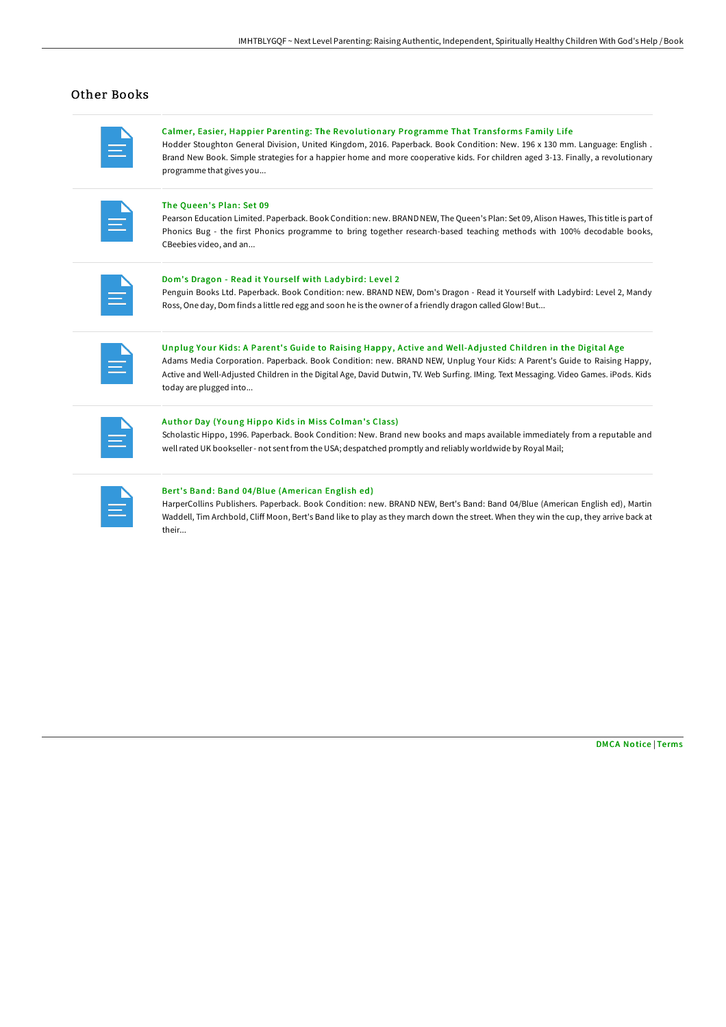## Other Books

### Calmer, Easier, Happier Parenting: The Revolutionary Programme That Transforms Family Life

Hodder Stoughton General Division, United Kingdom, 2016. Paperback. Book Condition: New. 196 x 130 mm. Language: English . Brand New Book. Simple strategies for a happier home and more cooperative kids. For children aged 3-13. Finally, a revolutionary programme that gives you...

### The Queen's Plan: Set 09

Pearson Education Limited. Paperback. Book Condition: new. BRAND NEW, The Queen's Plan: Set 09, Alison Hawes, This title is part of Phonics Bug - the first Phonics programme to bring together research-based teaching methods with 100% decodable books, CBeebies video, and an...

### Dom's Dragon - Read it Yourself with Ladybird: Level 2

Penguin Books Ltd. Paperback. Book Condition: new. BRAND NEW, Dom's Dragon - Read it Yourself with Ladybird: Level 2, Mandy Ross, One day, Dom finds a little red egg and soon he is the owner of a friendly dragon called Glow! But...

### Unplug Your Kids: A Parent's Guide to Raising Happy, Active and Well-Adjusted Children in the Digital Age

Adams Media Corporation. Paperback. Book Condition: new. BRAND NEW, Unplug Your Kids: A Parent's Guide to Raising Happy, Active and Well-Adjusted Children in the Digital Age, David Dutwin, TV. Web Surfing. IMing. Text Messaging. Video Games. iPods. Kids today are plugged into...

### Author Day (Young Hippo Kids in Miss Colman's Class)

Scholastic Hippo, 1996. Paperback. Book Condition: New. Brand new books and maps available immediately from a reputable and well rated UK bookseller - not sent from the USA; despatched promptly and reliably worldwide by Royal Mail;

### Bert's Band: Band 04/Blue (American English ed)

HarperCollins Publishers. Paperback. Book Condition: new. BRAND NEW, Bert's Band: Band 04/Blue (American English ed), Martin Waddell, Tim Archbold, Cliff Moon, Bert's Band like to play as they march down the street. When they win the cup, they arrive back at their...

DMCA Notice | Terms